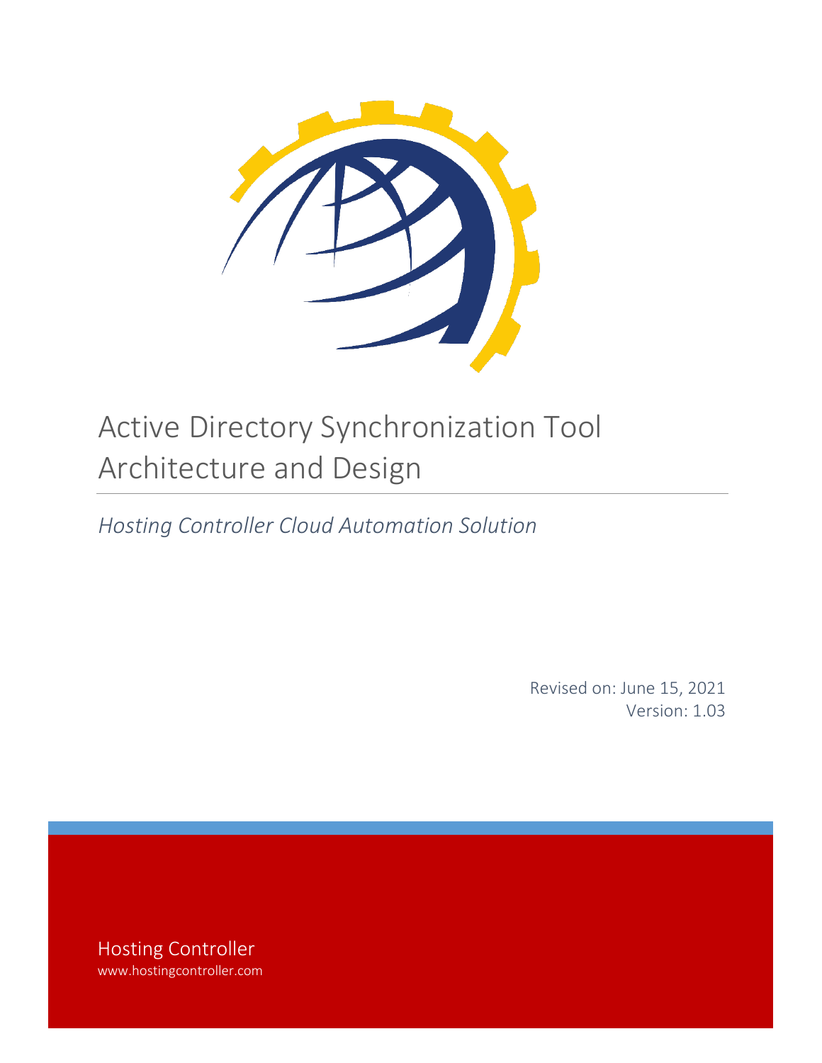# Active Directory Synchronization Tool Architecture and Design

*Hosting Controller Cloud Automation Solution*

Revised on: June 15, 2021
Version: 1.03

Hosting Controller
www.hostingcontroller.com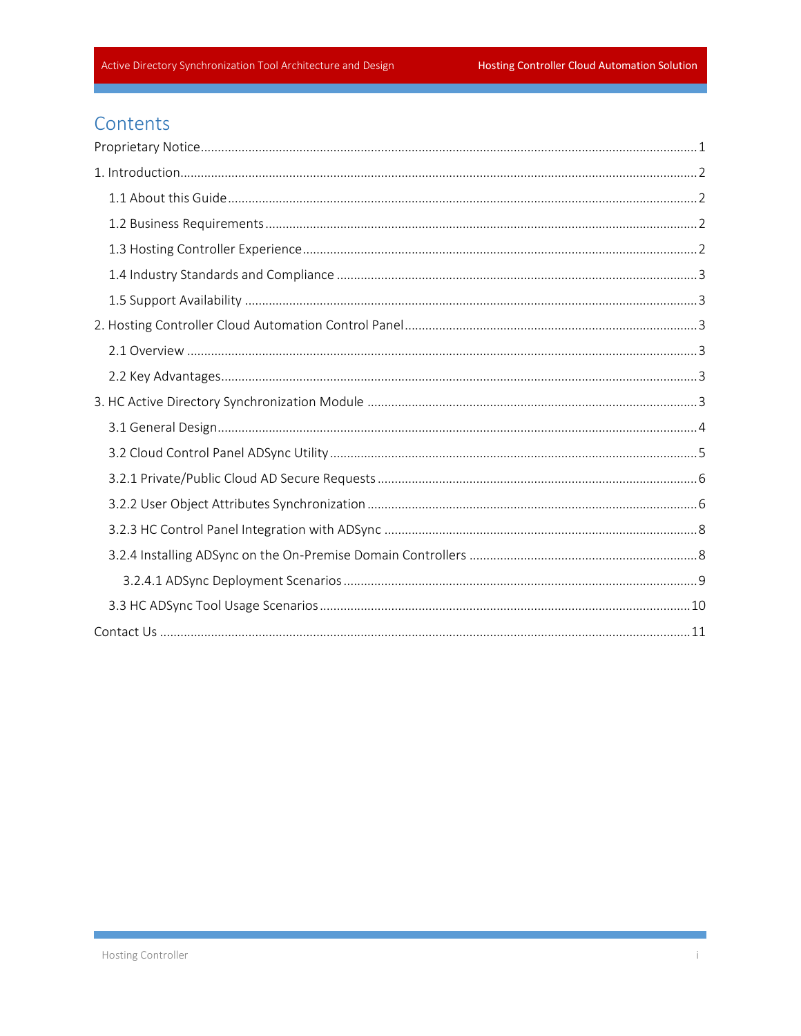# Contents

- Proprietary Notice ........ 1
- 1. Introduction ........ 2
  - 1.1 About this Guide ........ 2
  - 1.2 Business Requirements ........ 2
  - 1.3 Hosting Controller Experience ........ 2
  - 1.4 Industry Standards and Compliance ........ 3
  - 1.5 Support Availability ........ 3
- 2. Hosting Controller Cloud Automation Control Panel ........ 3
  - 2.1 Overview ........ 3
  - 2.2 Key Advantages ........ 3
- 3. HC Active Directory Synchronization Module ........ 3
  - 3.1 General Design ........ 4
  - 3.2 Cloud Control Panel ADSync Utility ........ 5
  - 3.2.1 Private/Public Cloud AD Secure Requests ........ 6
  - 3.2.2 User Object Attributes Synchronization ........ 6
  - 3.2.3 HC Control Panel Integration with ADSync ........ 8
  - 3.2.4 Installing ADSync on the On-Premise Domain Controllers ........ 8
    - 3.2.4.1 ADSync Deployment Scenarios ........ 9
  - 3.3 HC ADSync Tool Usage Scenarios ........ 10
- Contact Us ........ 11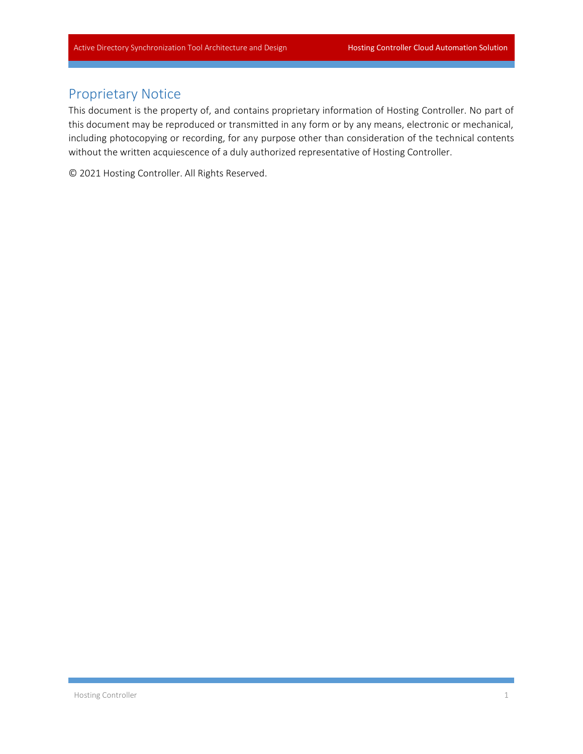# Proprietary Notice

This document is the property of, and contains proprietary information of Hosting Controller. No part of this document may be reproduced or transmitted in any form or by any means, electronic or mechanical, including photocopying or recording, for any purpose other than consideration of the technical contents without the written acquiescence of a duly authorized representative of Hosting Controller.

© 2021 Hosting Controller. All Rights Reserved.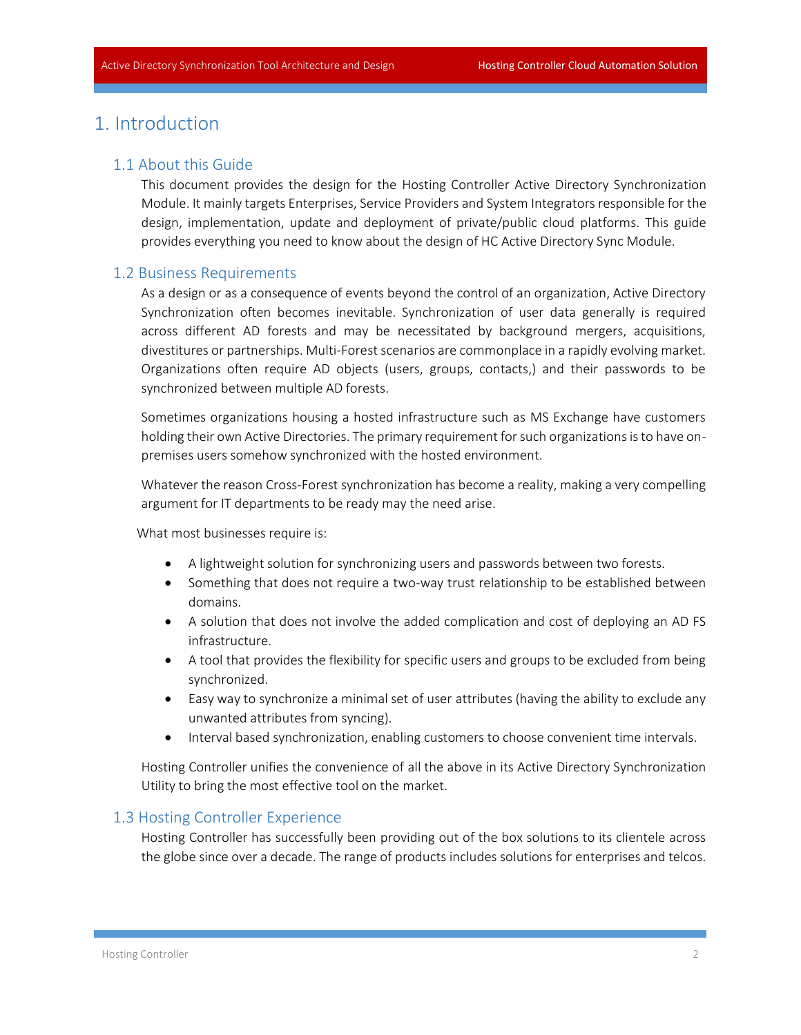# 1. Introduction

## 1.1 About this Guide

This document provides the design for the Hosting Controller Active Directory Synchronization Module. It mainly targets Enterprises, Service Providers and System Integrators responsible for the design, implementation, update and deployment of private/public cloud platforms. This guide provides everything you need to know about the design of HC Active Directory Sync Module.

## 1.2 Business Requirements

As a design or as a consequence of events beyond the control of an organization, Active Directory Synchronization often becomes inevitable. Synchronization of user data generally is required across different AD forests and may be necessitated by background mergers, acquisitions, divestitures or partnerships. Multi-Forest scenarios are commonplace in a rapidly evolving market. Organizations often require AD objects (users, groups, contacts,) and their passwords to be synchronized between multiple AD forests.

Sometimes organizations housing a hosted infrastructure such as MS Exchange have customers holding their own Active Directories. The primary requirement for such organizations is to have on-premises users somehow synchronized with the hosted environment.

Whatever the reason Cross-Forest synchronization has become a reality, making a very compelling argument for IT departments to be ready may the need arise.

What most businesses require is:

- A lightweight solution for synchronizing users and passwords between two forests.
- Something that does not require a two-way trust relationship to be established between domains.
- A solution that does not involve the added complication and cost of deploying an AD FS infrastructure.
- A tool that provides the flexibility for specific users and groups to be excluded from being synchronized.
- Easy way to synchronize a minimal set of user attributes (having the ability to exclude any unwanted attributes from syncing).
- Interval based synchronization, enabling customers to choose convenient time intervals.

Hosting Controller unifies the convenience of all the above in its Active Directory Synchronization Utility to bring the most effective tool on the market.

## 1.3 Hosting Controller Experience

Hosting Controller has successfully been providing out of the box solutions to its clientele across the globe since over a decade. The range of products includes solutions for enterprises and telcos.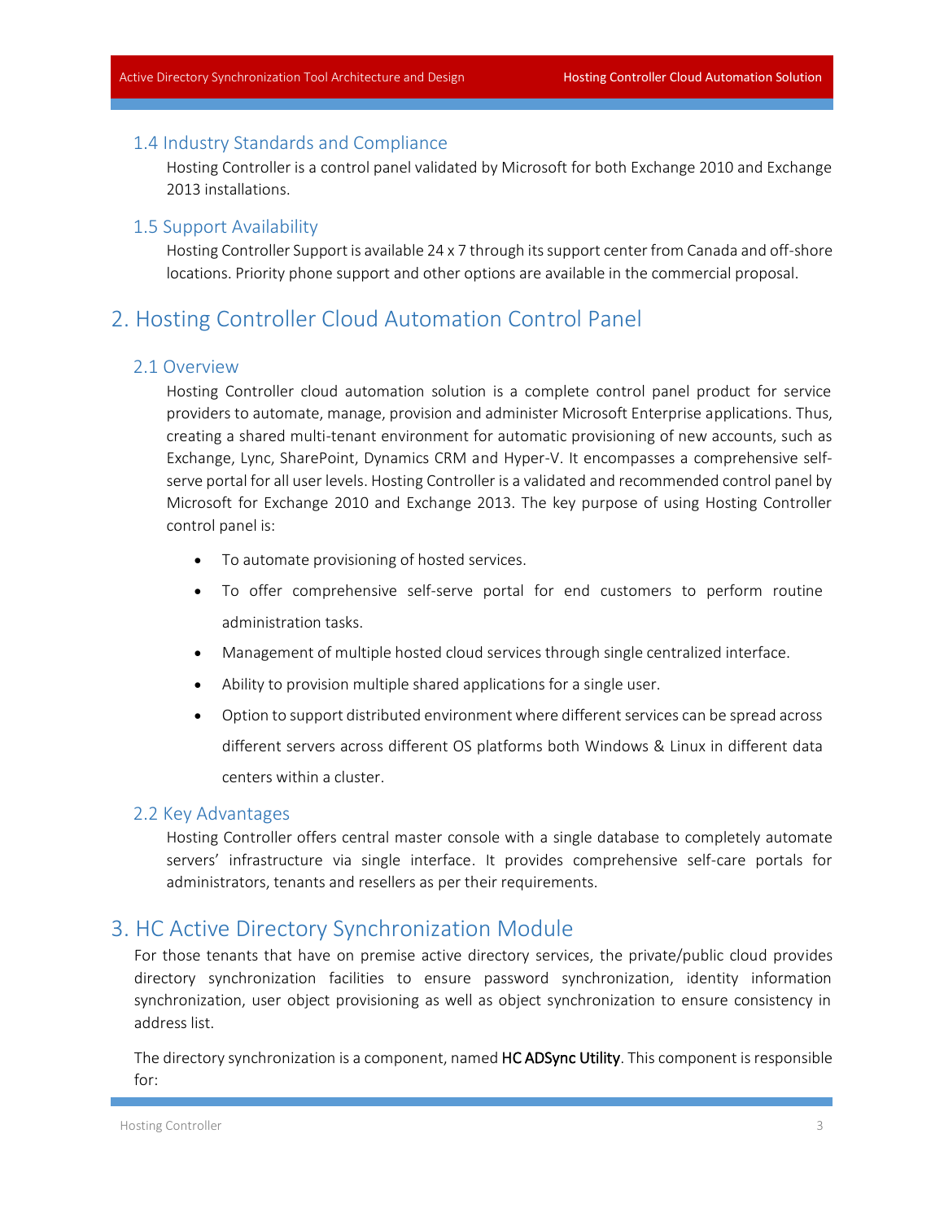### 1.4 Industry Standards and Compliance

Hosting Controller is a control panel validated by Microsoft for both Exchange 2010 and Exchange 2013 installations.

### 1.5 Support Availability

Hosting Controller Support is available 24 x 7 through its support center from Canada and off-shore locations. Priority phone support and other options are available in the commercial proposal.

## 2. Hosting Controller Cloud Automation Control Panel

### 2.1 Overview

Hosting Controller cloud automation solution is a complete control panel product for service providers to automate, manage, provision and administer Microsoft Enterprise applications. Thus, creating a shared multi-tenant environment for automatic provisioning of new accounts, such as Exchange, Lync, SharePoint, Dynamics CRM and Hyper-V. It encompasses a comprehensive self-serve portal for all user levels. Hosting Controller is a validated and recommended control panel by Microsoft for Exchange 2010 and Exchange 2013. The key purpose of using Hosting Controller control panel is:

- To automate provisioning of hosted services.
- To offer comprehensive self-serve portal for end customers to perform routine administration tasks.
- Management of multiple hosted cloud services through single centralized interface.
- Ability to provision multiple shared applications for a single user.
- Option to support distributed environment where different services can be spread across different servers across different OS platforms both Windows & Linux in different data centers within a cluster.

### 2.2 Key Advantages

Hosting Controller offers central master console with a single database to completely automate servers' infrastructure via single interface. It provides comprehensive self-care portals for administrators, tenants and resellers as per their requirements.

## 3. HC Active Directory Synchronization Module

For those tenants that have on premise active directory services, the private/public cloud provides directory synchronization facilities to ensure password synchronization, identity information synchronization, user object provisioning as well as object synchronization to ensure consistency in address list.

The directory synchronization is a component, named **HC ADSync Utility**. This component is responsible for: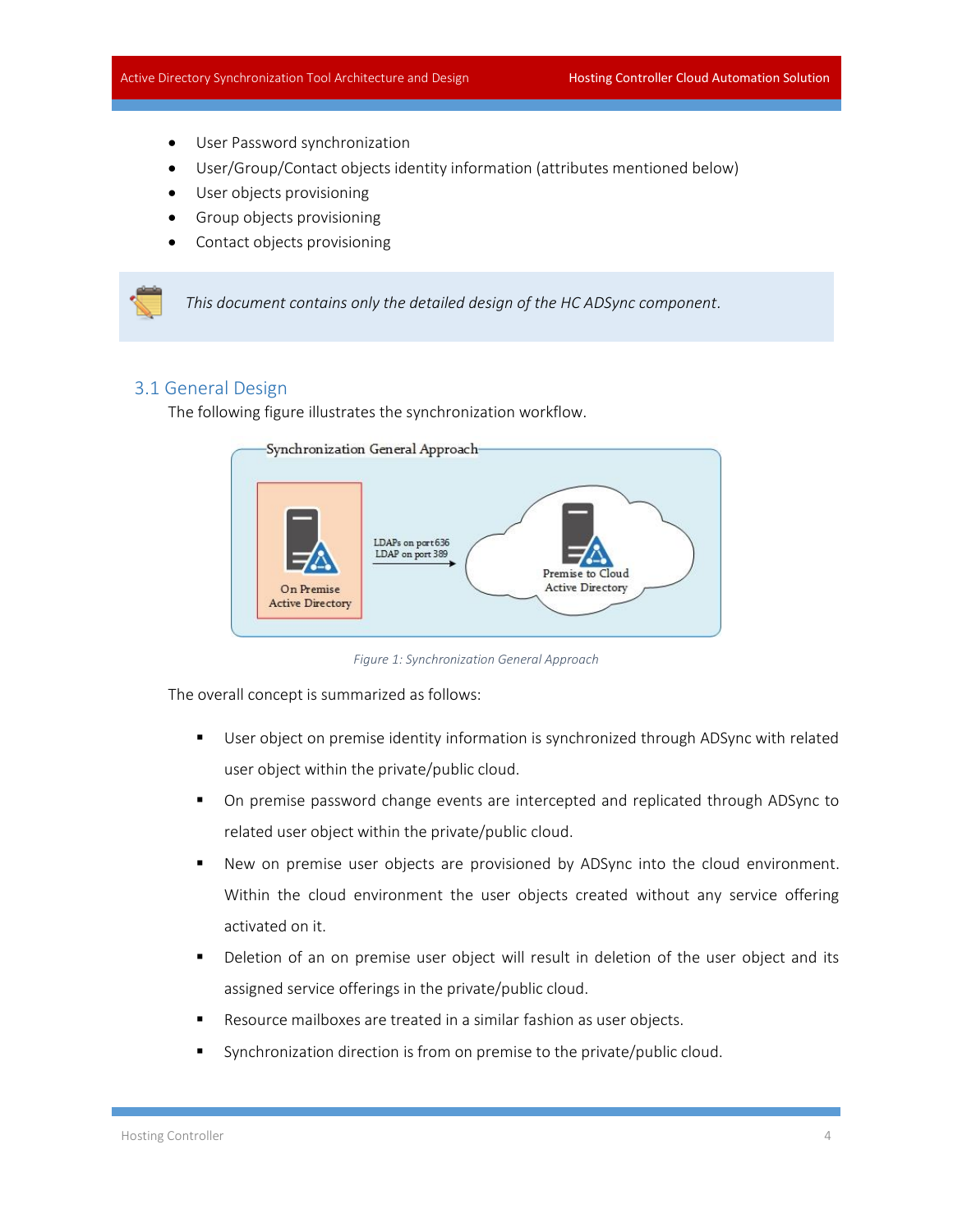- User Password synchronization
- User/Group/Contact objects identity information (attributes mentioned below)
- User objects provisioning
- Group objects provisioning
- Contact objects provisioning

> *This document contains only the detailed design of the HC ADSync component.*

## 3.1 General Design

The following figure illustrates the synchronization workflow.

*Figure 1: Synchronization General Approach*

The overall concept is summarized as follows:

- User object on premise identity information is synchronized through ADSync with related user object within the private/public cloud.
- On premise password change events are intercepted and replicated through ADSync to related user object within the private/public cloud.
- New on premise user objects are provisioned by ADSync into the cloud environment. Within the cloud environment the user objects created without any service offering activated on it.
- Deletion of an on premise user object will result in deletion of the user object and its assigned service offerings in the private/public cloud.
- Resource mailboxes are treated in a similar fashion as user objects.
- Synchronization direction is from on premise to the private/public cloud.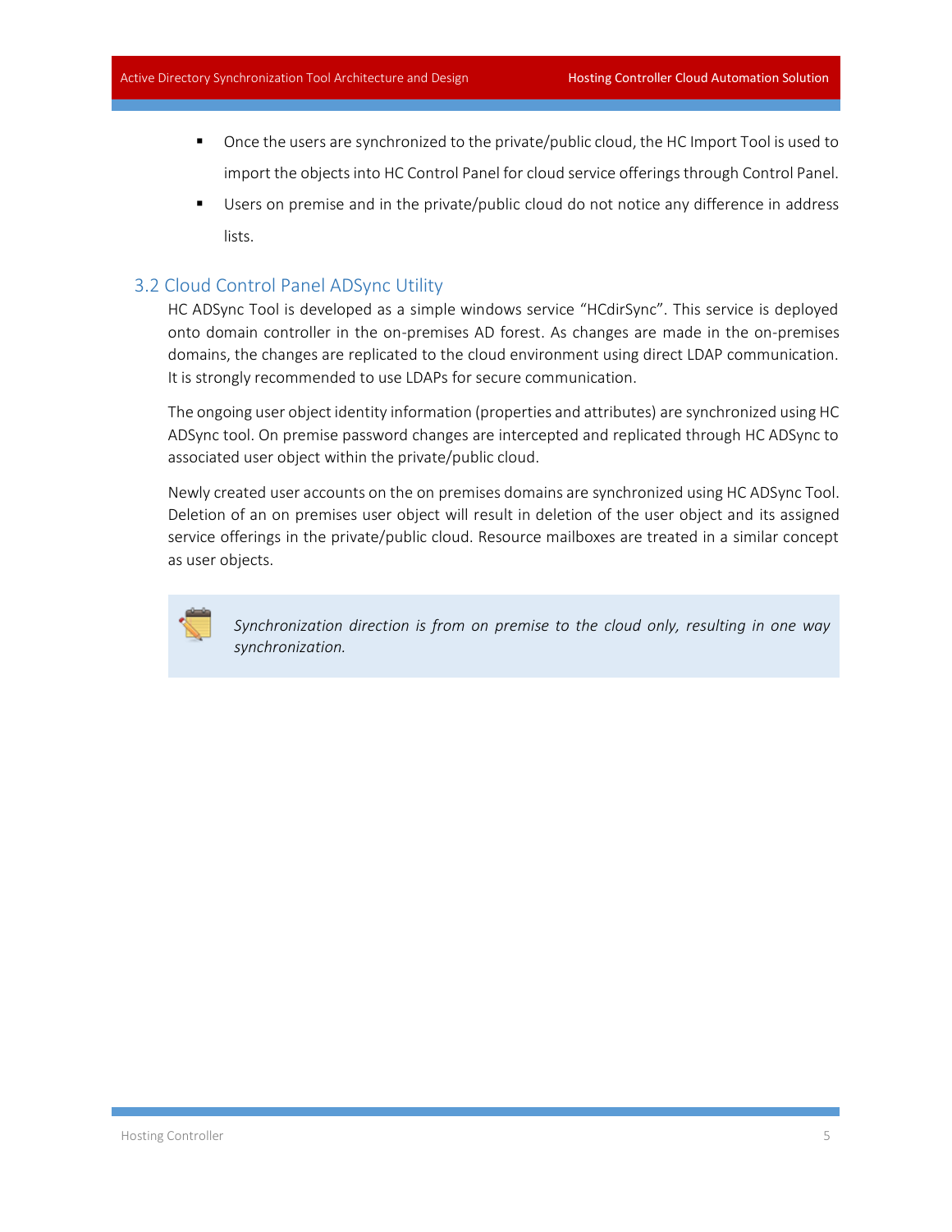- Once the users are synchronized to the private/public cloud, the HC Import Tool is used to import the objects into HC Control Panel for cloud service offerings through Control Panel.
- Users on premise and in the private/public cloud do not notice any difference in address lists.

## 3.2 Cloud Control Panel ADSync Utility

HC ADSync Tool is developed as a simple windows service “HCdirSync”. This service is deployed onto domain controller in the on-premises AD forest. As changes are made in the on-premises domains, the changes are replicated to the cloud environment using direct LDAP communication. It is strongly recommended to use LDAPs for secure communication.

The ongoing user object identity information (properties and attributes) are synchronized using HC ADSync tool. On premise password changes are intercepted and replicated through HC ADSync to associated user object within the private/public cloud.

Newly created user accounts on the on premises domains are synchronized using HC ADSync Tool. Deletion of an on premises user object will result in deletion of the user object and its assigned service offerings in the private/public cloud. Resource mailboxes are treated in a similar concept as user objects.

> *Synchronization direction is from on premise to the cloud only, resulting in one way synchronization.*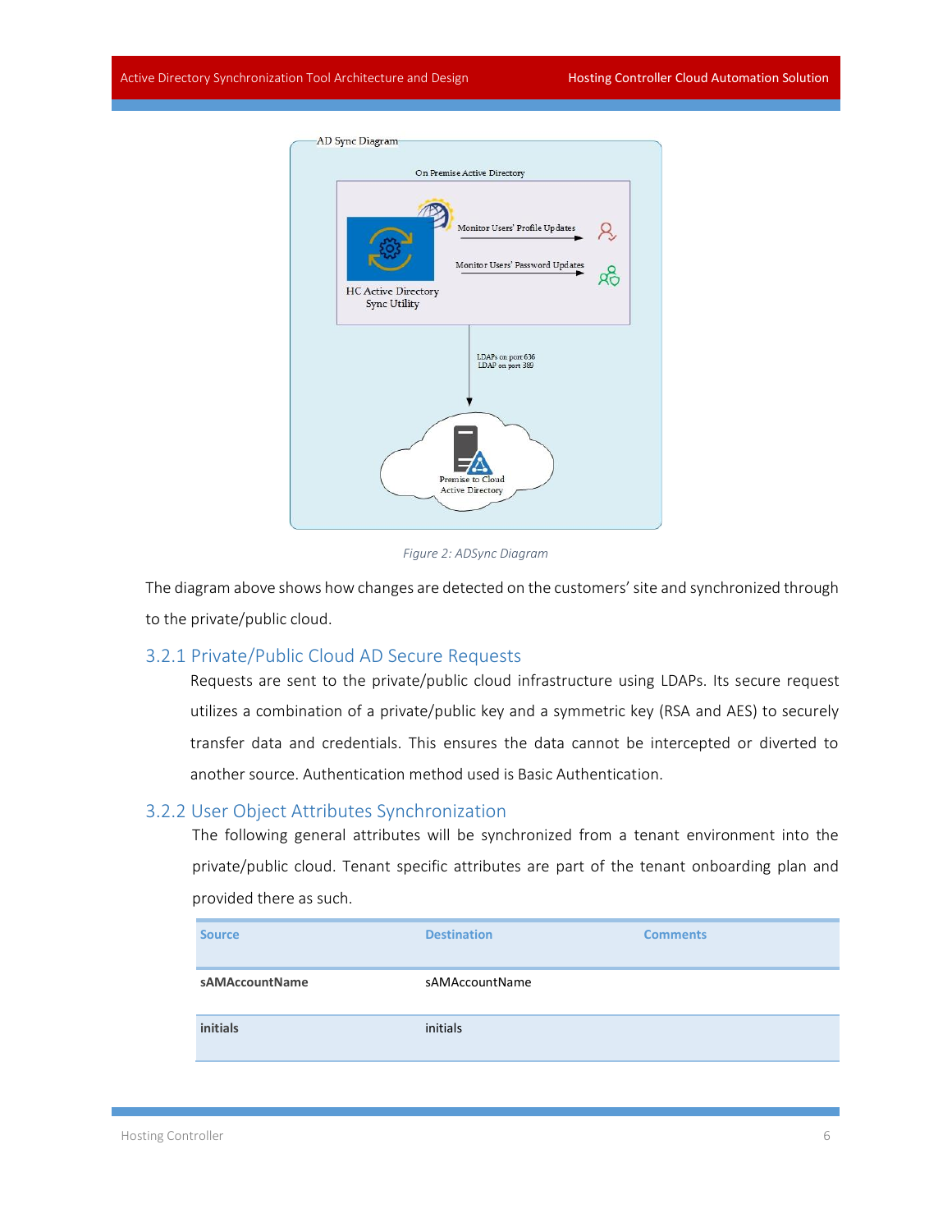Figure 2: ADSync Diagram

The diagram above shows how changes are detected on the customers' site and synchronized through to the private/public cloud.

### 3.2.1 Private/Public Cloud AD Secure Requests

Requests are sent to the private/public cloud infrastructure using LDAPs. Its secure request utilizes a combination of a private/public key and a symmetric key (RSA and AES) to securely transfer data and credentials. This ensures the data cannot be intercepted or diverted to another source. Authentication method used is Basic Authentication.

### 3.2.2 User Object Attributes Synchronization

The following general attributes will be synchronized from a tenant environment into the private/public cloud. Tenant specific attributes are part of the tenant onboarding plan and provided there as such.

| Source | Destination | Comments |
|---|---|---|
| **sAMAccountName** | sAMAccountName | |
| **initials** | initials | |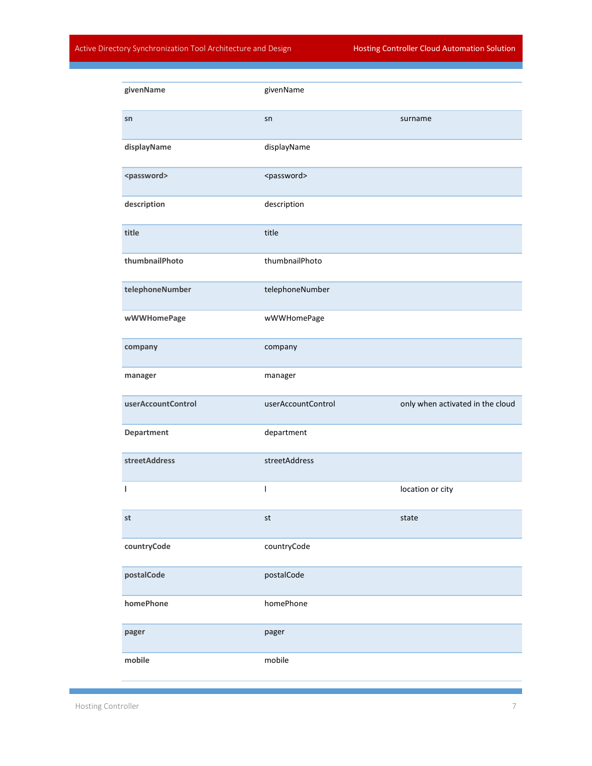| | | |
|---|---|---|
| **givenName** | givenName | |
| **sn** | sn | surname |
| **displayName** | displayName | |
| **<password>** | <password> | |
| **description** | description | |
| **title** | title | |
| **thumbnailPhoto** | thumbnailPhoto | |
| **telephoneNumber** | telephoneNumber | |
| **wWWHomePage** | wWWHomePage | |
| **company** | company | |
| **manager** | manager | |
| **userAccountControl** | userAccountControl | only when activated in the cloud |
| **Department** | department | |
| **streetAddress** | streetAddress | |
| **l** | l | location or city |
| **st** | st | state |
| **countryCode** | countryCode | |
| **postalCode** | postalCode | |
| **homePhone** | homePhone | |
| **pager** | pager | |
| **mobile** | mobile | |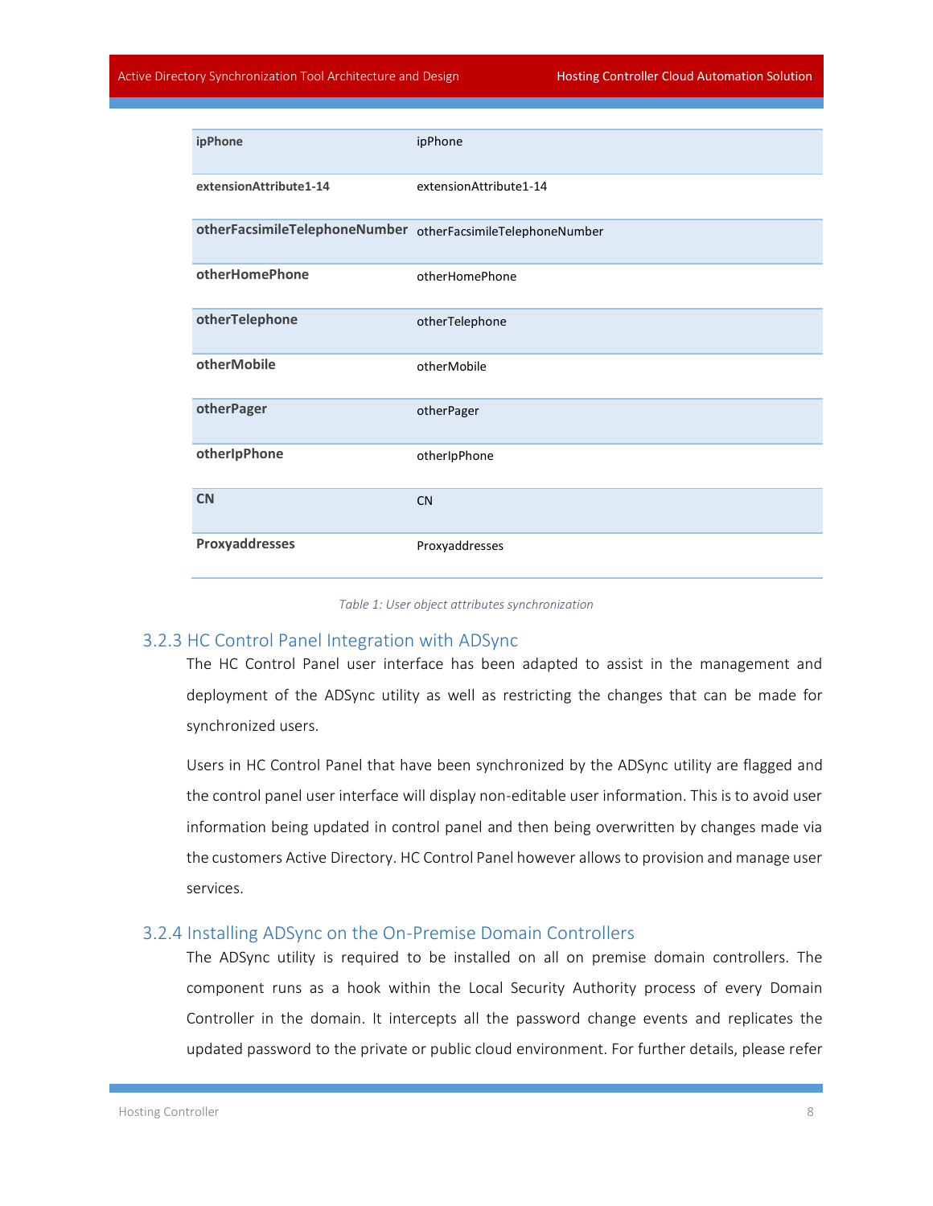| | |
|---|---|
| **ipPhone** | ipPhone |
| **extensionAttribute1-14** | extensionAttribute1-14 |
| **otherFacsimileTelephoneNumber** | otherFacsimileTelephoneNumber |
| **otherHomePhone** | otherHomePhone |
| **otherTelephone** | otherTelephone |
| **otherMobile** | otherMobile |
| **otherPager** | otherPager |
| **otherIpPhone** | otherIpPhone |
| **CN** | CN |
| **Proxyaddresses** | Proxyaddresses |

*Table 1: User object attributes synchronization*

### 3.2.3 HC Control Panel Integration with ADSync

The HC Control Panel user interface has been adapted to assist in the management and deployment of the ADSync utility as well as restricting the changes that can be made for synchronized users.

Users in HC Control Panel that have been synchronized by the ADSync utility are flagged and the control panel user interface will display non-editable user information. This is to avoid user information being updated in control panel and then being overwritten by changes made via the customers Active Directory. HC Control Panel however allows to provision and manage user services.

### 3.2.4 Installing ADSync on the On-Premise Domain Controllers

The ADSync utility is required to be installed on all on premise domain controllers. The component runs as a hook within the Local Security Authority process of every Domain Controller in the domain. It intercepts all the password change events and replicates the updated password to the private or public cloud environment. For further details, please refer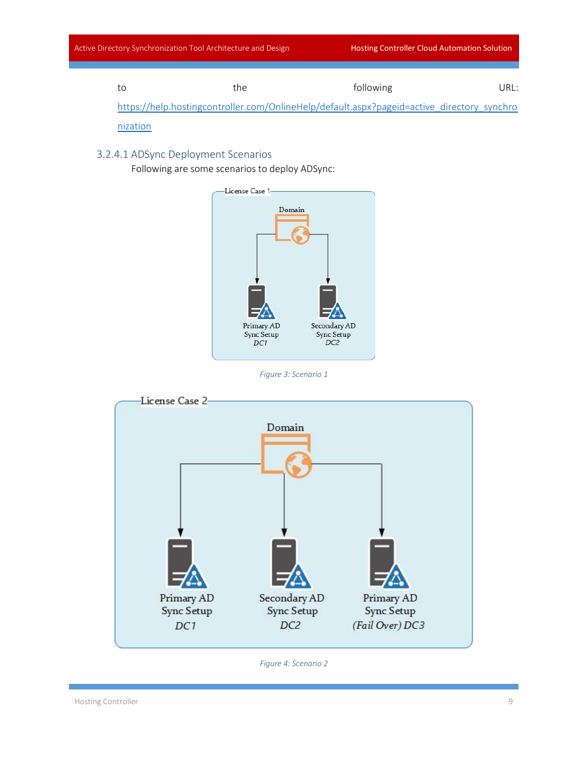to the following URL: https://help.hostingcontroller.com/OnlineHelp/default.aspx?pageid=active_directory_synchronization

### 3.2.4.1 ADSync Deployment Scenarios

Following are some scenarios to deploy ADSync:

License Case 1

Domain

Primary AD Sync Setup *DC1*

Secondary AD Sync Setup *DC2*

*Figure 3: Scenario 1*

License Case 2

Domain

Primary AD Sync Setup *DC1*

Secondary AD Sync Setup *DC2*

Primary AD Sync Setup *(Fail Over) DC3*

*Figure 4: Scenario 2*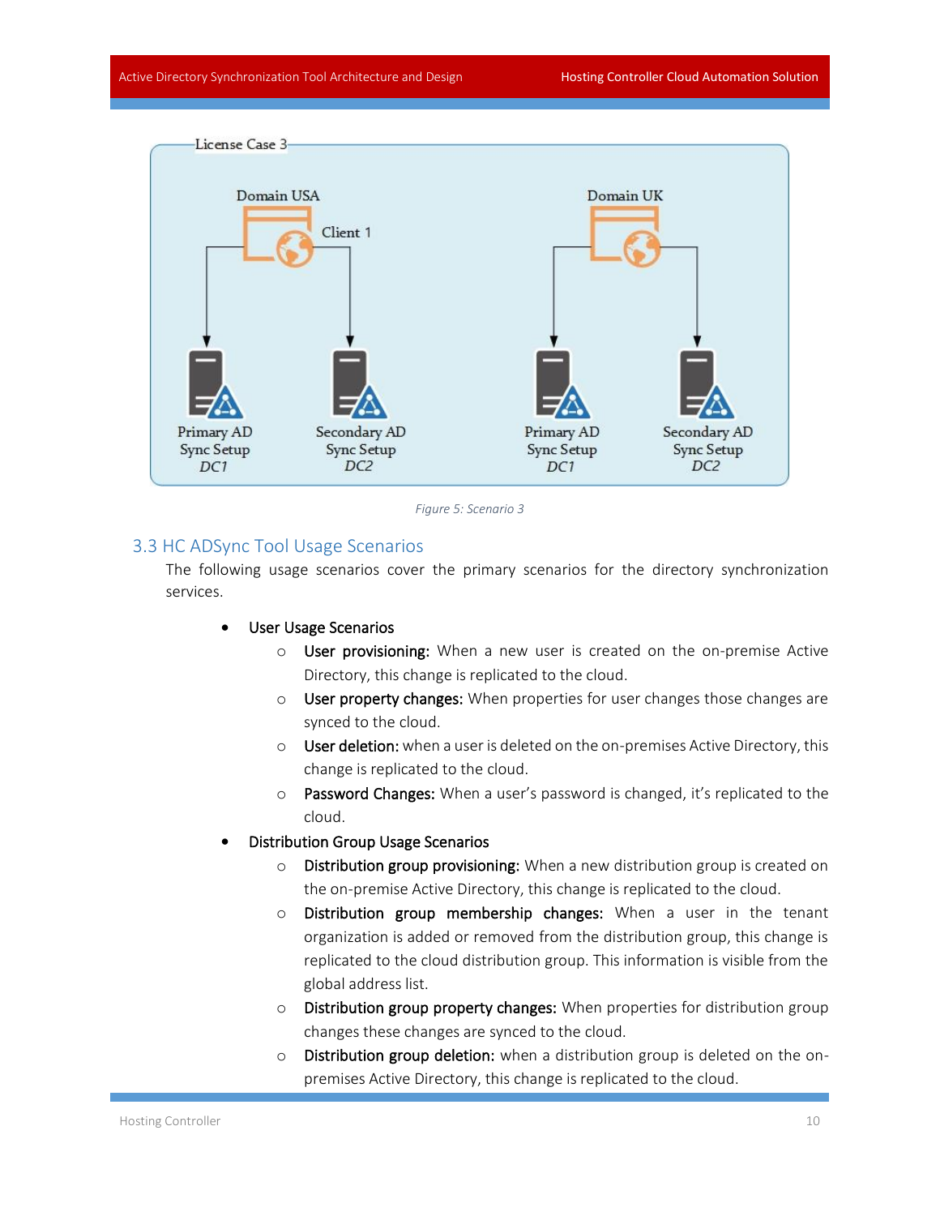Figure 5: Scenario 3

## 3.3 HC ADSync Tool Usage Scenarios

The following usage scenarios cover the primary scenarios for the directory synchronization services.

- User Usage Scenarios
  - User provisioning: When a new user is created on the on-premise Active Directory, this change is replicated to the cloud.
  - User property changes: When properties for user changes those changes are synced to the cloud.
  - User deletion: when a user is deleted on the on-premises Active Directory, this change is replicated to the cloud.
  - Password Changes: When a user's password is changed, it's replicated to the cloud.
- Distribution Group Usage Scenarios
  - Distribution group provisioning: When a new distribution group is created on the on-premise Active Directory, this change is replicated to the cloud.
  - Distribution group membership changes: When a user in the tenant organization is added or removed from the distribution group, this change is replicated to the cloud distribution group. This information is visible from the global address list.
  - Distribution group property changes: When properties for distribution group changes these changes are synced to the cloud.
  - Distribution group deletion: when a distribution group is deleted on the on-premises Active Directory, this change is replicated to the cloud.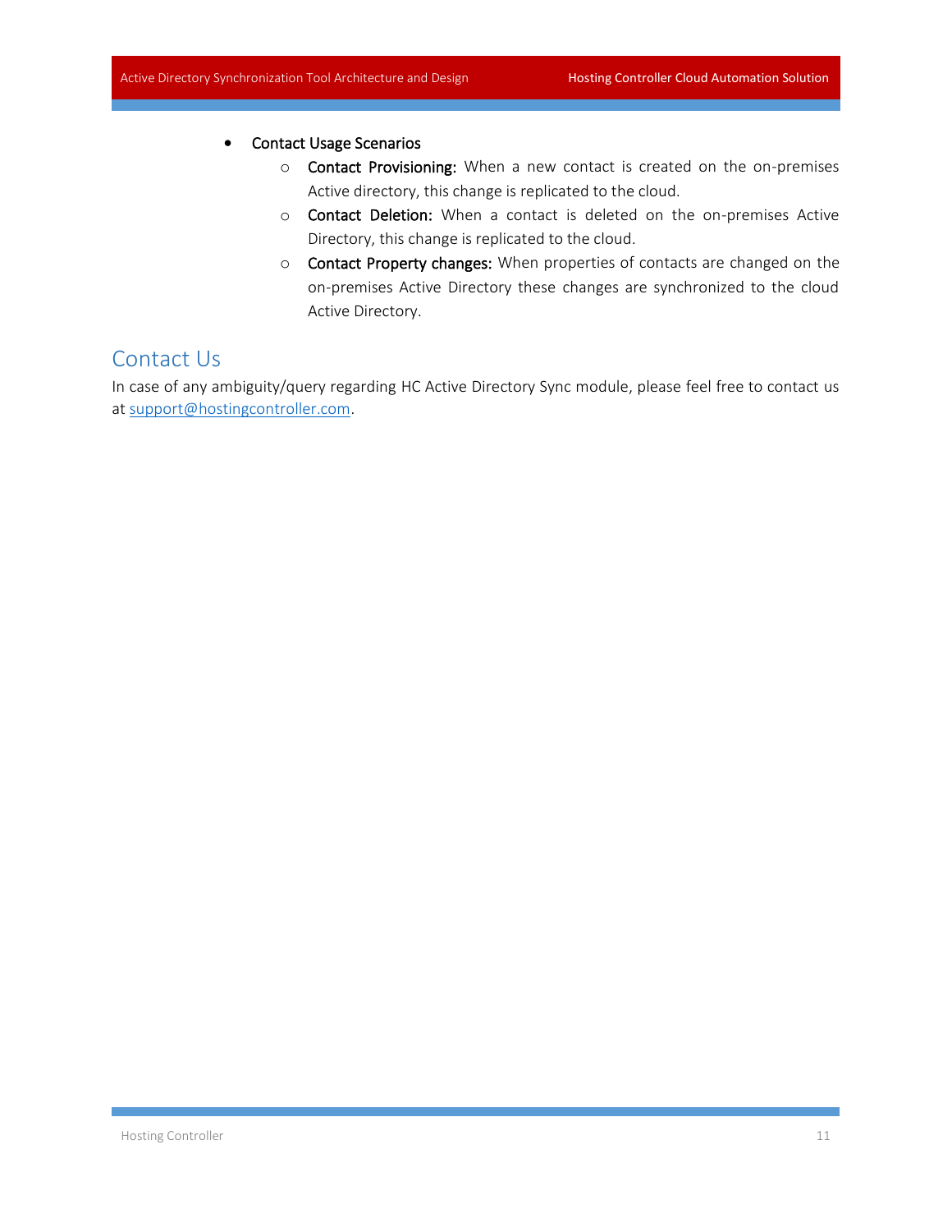- Contact Usage Scenarios
    - **Contact Provisioning:** When a new contact is created on the on-premises Active directory, this change is replicated to the cloud.
    - **Contact Deletion:** When a contact is deleted on the on-premises Active Directory, this change is replicated to the cloud.
    - **Contact Property changes:** When properties of contacts are changed on the on-premises Active Directory these changes are synchronized to the cloud Active Directory.

# Contact Us

In case of any ambiguity/query regarding HC Active Directory Sync module, please feel free to contact us at support@hostingcontroller.com.